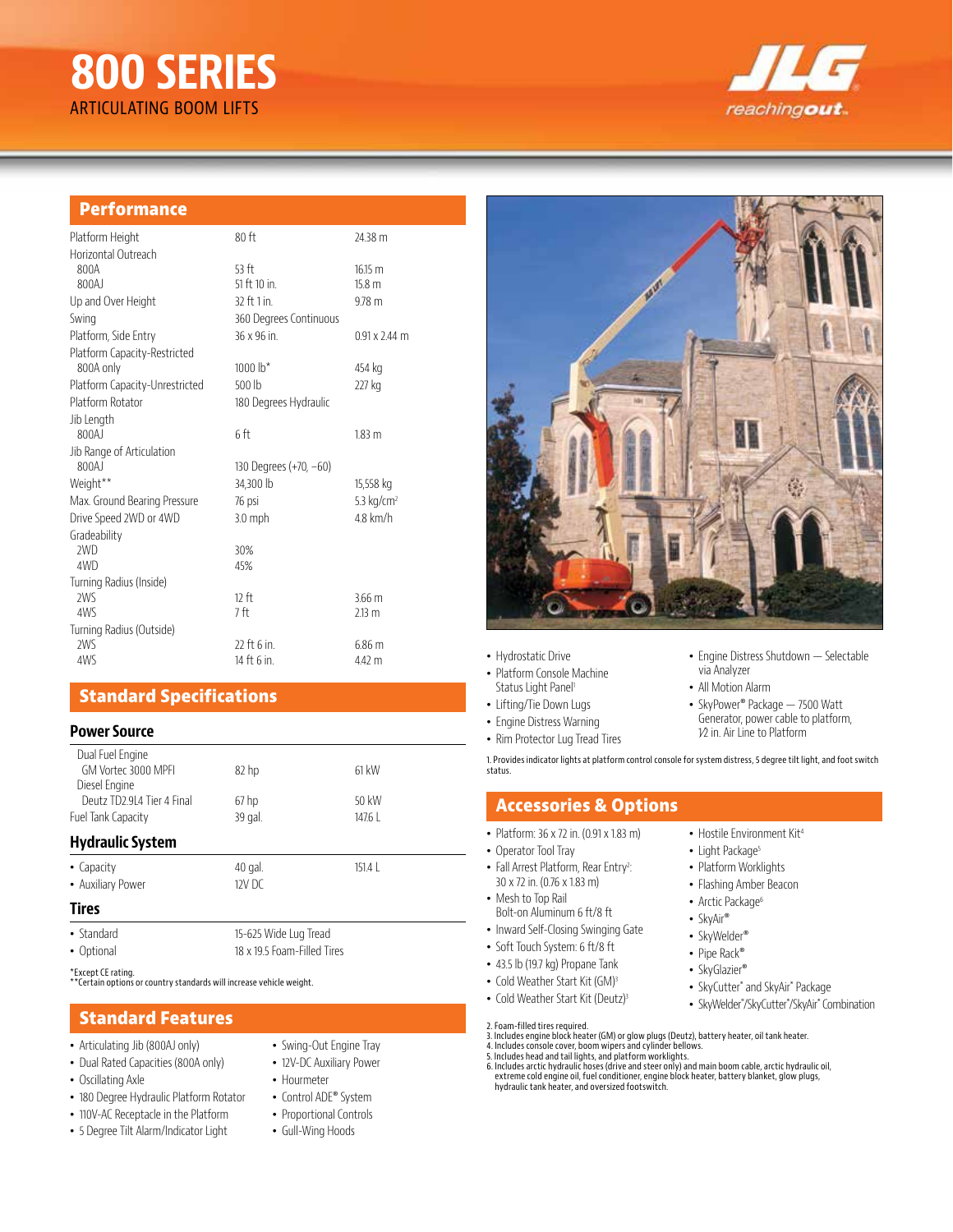# 800 SERIES

ARTICULATING BOOM LIFTS

JLG reachingout.

## Performance

| | | |
|---|---|---|
| Platform Height | 80 ft | 24.38 m |
| Horizontal Outreach | | |
| 800A | 53 ft | 16.15 m |
| 800AJ | 51 ft 10 in. | 15.8 m |
| Up and Over Height | 32 ft 1 in. | 9.78 m |
| Swing | 360 Degrees Continuous | |
| Platform, Side Entry | 36 x 96 in. | 0.91 x 2.44 m |
| Platform Capacity-Restricted | | |
| 800A only | 1000 lb* | 454 kg |
| Platform Capacity-Unrestricted | 500 lb | 227 kg |
| Platform Rotator | 180 Degrees Hydraulic | |
| Jib Length | | |
| 800AJ | 6 ft | 1.83 m |
| Jib Range of Articulation | | |
| 800AJ | 130 Degrees (+70, −60) | |
| Weight** | 34,300 lb | 15,558 kg |
| Max. Ground Bearing Pressure | 76 psi | 5.3 kg/cm² |
| Drive Speed 2WD or 4WD | 3.0 mph | 4.8 km/h |
| Gradeability | | |
| 2WD | 30% | |
| 4WD | 45% | |
| Turning Radius (Inside) | | |
| 2WS | 12 ft | 3.66 m |
| 4WS | 7 ft | 2.13 m |
| Turning Radius (Outside) | | |
| 2WS | 22 ft 6 in. | 6.86 m |
| 4WS | 14 ft 6 in. | 4.42 m |

## Standard Specifications

### Power Source

| | | |
|---|---|---|
| Dual Fuel Engine | | |
| GM Vortec 3000 MPFI | 82 hp | 61 kW |
| Diesel Engine | | |
| Deutz TD2.9L4 Tier 4 Final | 67 hp | 50 kW |
| Fuel Tank Capacity | 39 gal. | 147.6 L |

### Hydraulic System

| | | |
|---|---|---|
| • Capacity | 40 gal. | 151.4 L |
| • Auxiliary Power | 12V DC | |

### Tires

| | |
|---|---|
| • Standard | 15-625 Wide Lug Tread |
| • Optional | 18 x 19.5 Foam-Filled Tires |

*Except CE rating.
**Certain options or country standards will increase vehicle weight.

## Standard Features

- Articulating Jib (800AJ only)
- Dual Rated Capacities (800A only)
- Oscillating Axle
- 180 Degree Hydraulic Platform Rotator
- 110V-AC Receptacle in the Platform
- 5 Degree Tilt Alarm/Indicator Light
- Swing-Out Engine Tray
- 12V-DC Auxiliary Power
- Hourmeter
- Control ADE® System
- Proportional Controls
- Gull-Wing Hoods
- Hydrostatic Drive
- Platform Console Machine Status Light Panel[1]
- Lifting/Tie Down Lugs
- Engine Distress Warning
- Rim Protector Lug Tread Tires
- Engine Distress Shutdown — Selectable via Analyzer
- All Motion Alarm
- SkyPower® Package — 7500 Watt Generator, power cable to platform, 1/2 in. Air Line to Platform

1. Provides indicator lights at platform control console for system distress, 5 degree tilt light, and foot switch status.

## Accessories & Options

- Platform: 36 x 72 in. (0.91 x 1.83 m)
- Operator Tool Tray
- Fall Arrest Platform, Rear Entry[2]: 30 x 72 in. (0.76 x 1.83 m)
- Mesh to Top Rail Bolt-on Aluminum 6 ft/8 ft
- Inward Self-Closing Swinging Gate
- Soft Touch System: 6 ft/8 ft
- 43.5 lb (19.7 kg) Propane Tank
- Cold Weather Start Kit (GM)[3]
- Cold Weather Start Kit (Deutz)[3]
- Hostile Environment Kit[4]
- Light Package[5]
- Platform Worklights
- Flashing Amber Beacon
- Arctic Package[6]
- SkyAir®
- SkyWelder®
- Pipe Rack®
- SkyGlazier®
- SkyCutter® and SkyAir® Package
- SkyWelder®/SkyCutter®/SkyAir® Combination

2. Foam-filled tires required.
3. Includes engine block heater (GM) or glow plugs (Deutz), battery heater, oil tank heater.
4. Includes console cover, boom wipers and cylinder bellows.
5. Includes head and tail lights, and platform worklights.
6. Includes arctic hydraulic hoses (drive and steer only) and main boom cable, arctic hydraulic oil, extreme cold engine oil, fuel conditioner, engine block heater, battery blanket, glow plugs, hydraulic tank heater, and oversized footswitch.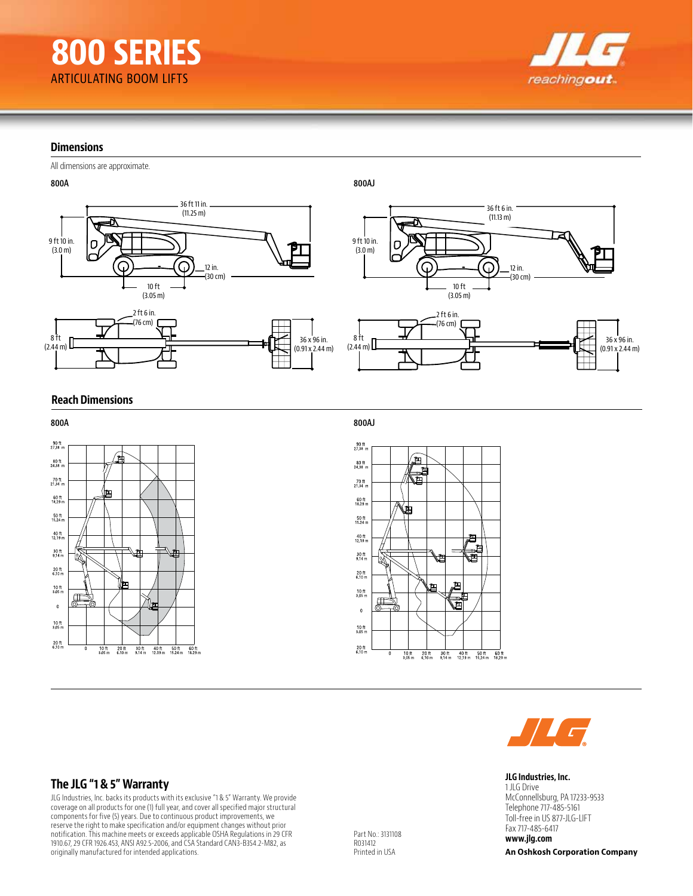# 800 SERIES

ARTICULATING BOOM LIFTS

## Dimensions

All dimensions are approximate.

### 800A

36 ft 11 in.
(11.25 m)

9 ft 10 in.
(3.0 m)

12 in.
(30 cm)

10 ft
(3.05 m)

2 ft 6 in.
(76 cm)

8 ft
(2.44 m)

36 x 96 in.
(0.91 x 2.44 m)

### 800AJ

36 ft 6 in.
(11.13 m)

9 ft 10 in.
(3.0 m)

12 in.
(30 cm)

10 ft
(3.05 m)

2 ft 6 in.
(76 cm)

8 ft
(2.44 m)

36 x 96 in.
(0.91 x 2.44 m)

## Reach Dimensions

### 800A

90 ft 27.38 m
80 ft 24.38 m
70 ft 21.34 m
60 ft 18.29 m
50 ft 15.24 m
40 ft 12.19 m
30 ft 9.14 m
20 ft 6.10 m
10 ft 3.05 m
0
10 ft 3.05 m
20 ft 6.10 m

0
10 ft 3.05 m
20 ft 6.10 m
30 ft 9.14 m
40 ft 12.19 m
50 ft 15.24 m
60 ft 18.29 m

### 800AJ

90 ft 27.38 m
80 ft 24.38 m
70 ft 21.34 m
60 ft 18.29 m
50 ft 15.24 m
40 ft 12.19 m
30 ft 9.14 m
20 ft 6.10 m
10 ft 3.05 m
0
10 ft 3.05 m
20 ft 6.10 m

0
10 ft 3.05 m
20 ft 6.10 m
30 ft 9.14 m
40 ft 12.19 m
50 ft 15.24 m
60 ft 18.29 m

## The JLG "1 & 5" Warranty

JLG Industries, Inc. backs its products with its exclusive "1 & 5" Warranty. We provide coverage on all products for one (1) full year, and cover all specified major structural components for five (5) years. Due to continuous product improvements, we reserve the right to make specification and/or equipment changes without prior notification. This machine meets or exceeds applicable OSHA Regulations in 29 CFR 1910.67, 29 CFR 1926.453, ANSI A92.5-2006, and CSA Standard CAN3-B354.2-M82, as originally manufactured for intended applications.

Part No.: 3131108
R031412
Printed in USA

**JLG Industries, Inc.**
1 JLG Drive
McConnellsburg, PA 17233-9533
Telephone 717-485-5161
Toll-free in US 877-JLG-LIFT
Fax 717-485-6417
**www.jlg.com**
**An Oshkosh Corporation Company**